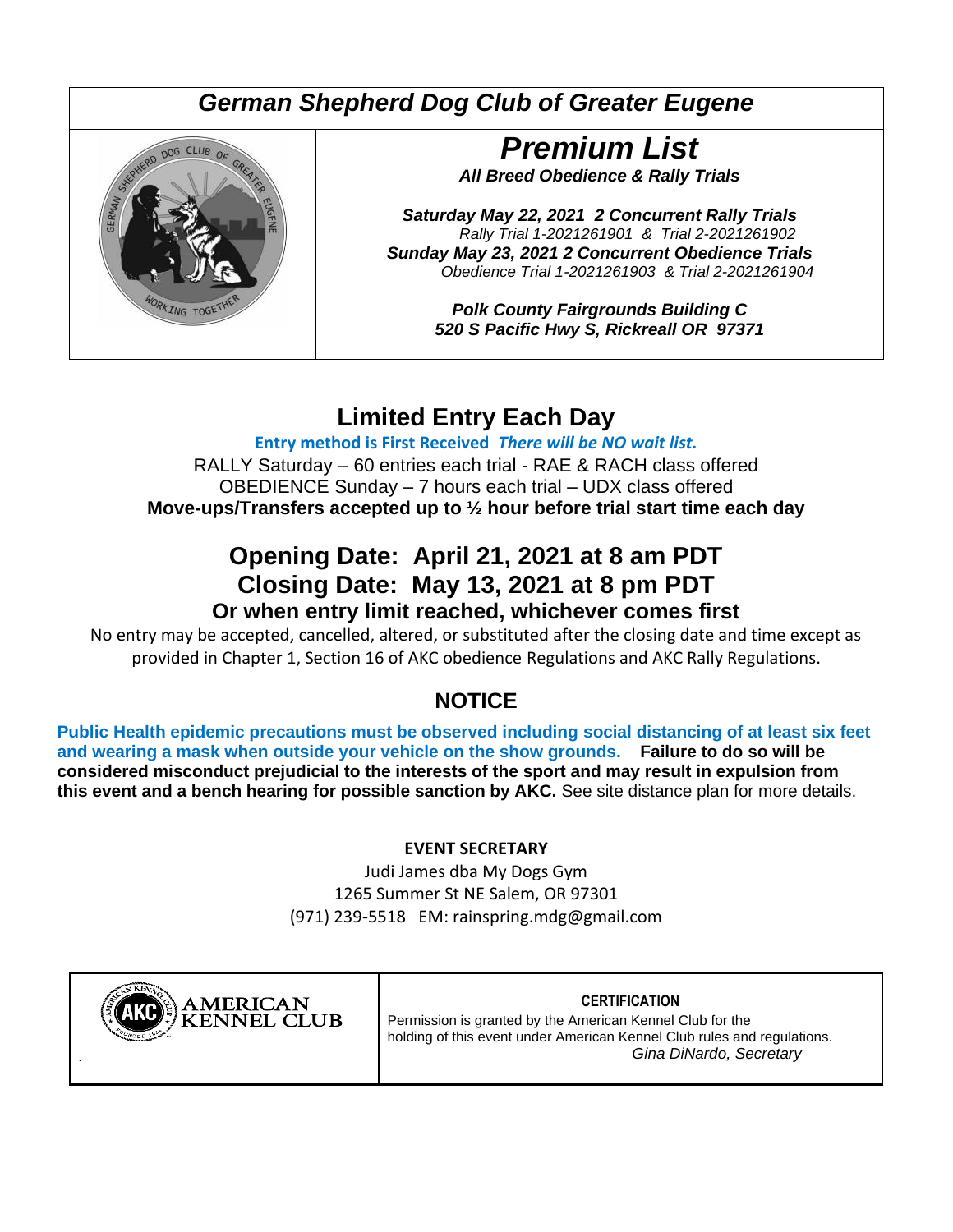# *German Shepherd Dog Club of Greater Eugene*

## *Premium List*

***All Breed Obedience & Rally Trials***

***Saturday May 22, 2021 2 Concurrent Rally Trials***
*Rally Trial 1-2021261901 & Trial 2-2021261902*
***Sunday May 23, 2021 2 Concurrent Obedience Trials***
*Obedience Trial 1-2021261903 & Trial 2-2021261904*

***Polk County Fairgrounds Building C***
***520 S Pacific Hwy S, Rickreall OR 97371***

## Limited Entry Each Day

**Entry method is First Received** ***There will be NO wait list.***

RALLY Saturday – 60 entries each trial - RAE & RACH class offered
OBEDIENCE Sunday – 7 hours each trial – UDX class offered
**Move-ups/Transfers accepted up to ½ hour before trial start time each day**

## Opening Date: April 21, 2021 at 8 am PDT
## Closing Date: May 13, 2021 at 8 pm PDT
### Or when entry limit reached, whichever comes first

No entry may be accepted, cancelled, altered, or substituted after the closing date and time except as provided in Chapter 1, Section 16 of AKC obedience Regulations and AKC Rally Regulations.

## NOTICE

**Public Health epidemic precautions must be observed including social distancing of at least six feet and wearing a mask when outside your vehicle on the show grounds. Failure to do so will be considered misconduct prejudicial to the interests of the sport and may result in expulsion from this event and a bench hearing for possible sanction by AKC.** See site distance plan for more details.

**EVENT SECRETARY**

Judi James dba My Dogs Gym
1265 Summer St NE Salem, OR 97301
(971) 239-5518 EM: rainspring.mdg@gmail.com

AMERICAN KENNEL CLUB

**CERTIFICATION**

Permission is granted by the American Kennel Club for the holding of this event under American Kennel Club rules and regulations.

*Gina DiNardo, Secretary*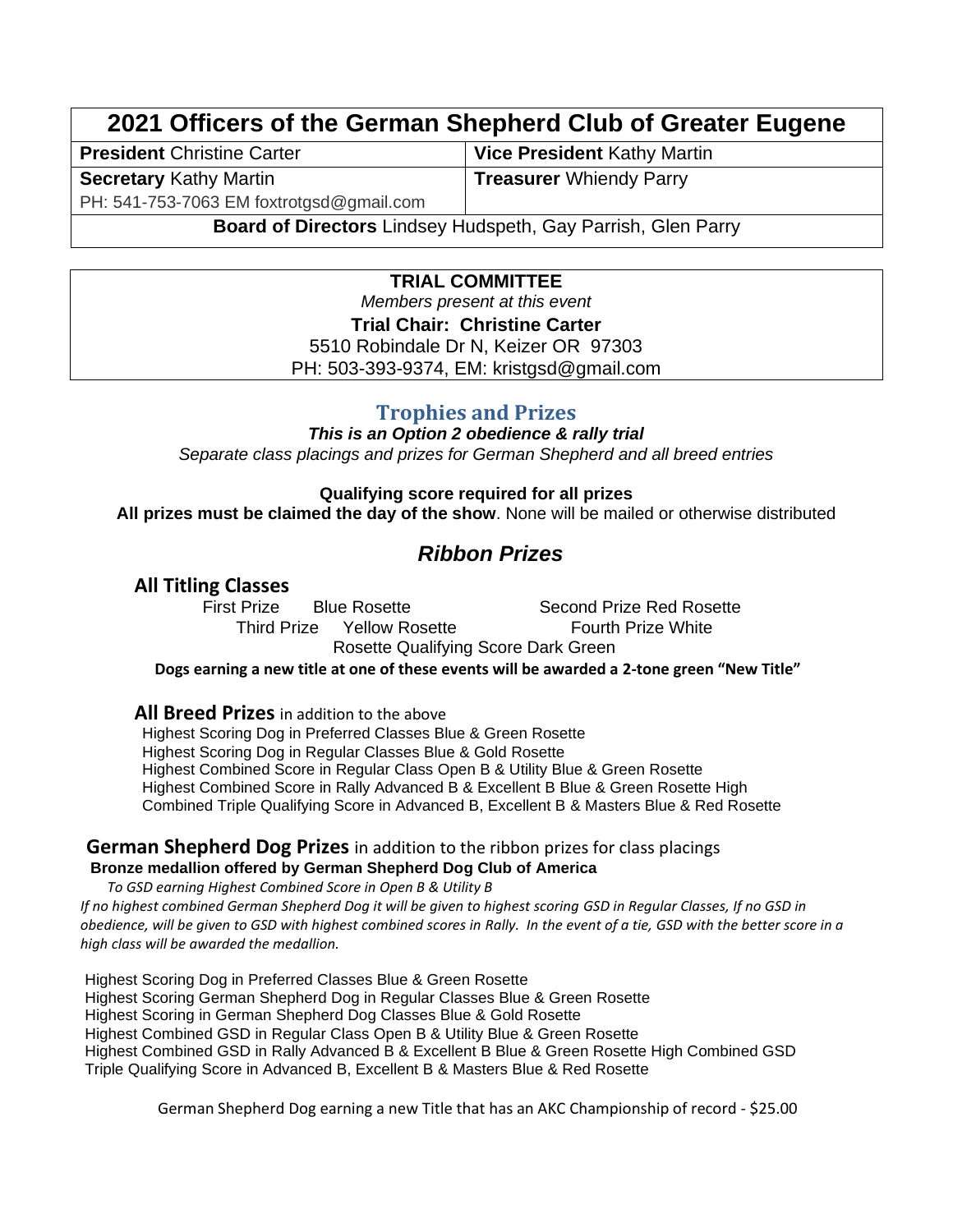## 2021 Officers of the German Shepherd Club of Greater Eugene

| **President** Christine Carter | **Vice President** Kathy Martin |
|---|---|
| **Secretary** Kathy Martin<br>PH: 541-753-7063 EM foxtrotgsd@gmail.com | **Treasurer** Whiendy Parry |
| **Board of Directors** Lindsey Hudspeth, Gay Parrish, Glen Parry | |

**TRIAL COMMITTEE**

*Members present at this event*

**Trial Chair: Christine Carter**

5510 Robindale Dr N, Keizer OR 97303

PH: 503-393-9374, EM: kristgsd@gmail.com

## Trophies and Prizes

***This is an Option 2 obedience & rally trial***

*Separate class placings and prizes for German Shepherd and all breed entries*

**Qualifying score required for all prizes**

**All prizes must be claimed the day of the show**. None will be mailed or otherwise distributed

## *Ribbon Prizes*

### All Titling Classes

First Prize Blue Rosette Second Prize Red Rosette
Third Prize Yellow Rosette Fourth Prize White
Rosette Qualifying Score Dark Green

**Dogs earning a new title at one of these events will be awarded a 2-tone green "New Title"**

### All Breed Prizes in addition to the above

Highest Scoring Dog in Preferred Classes Blue & Green Rosette
Highest Scoring Dog in Regular Classes Blue & Gold Rosette
Highest Combined Score in Regular Class Open B & Utility Blue & Green Rosette
Highest Combined Score in Rally Advanced B & Excellent B Blue & Green Rosette High
Combined Triple Qualifying Score in Advanced B, Excellent B & Masters Blue & Red Rosette

### German Shepherd Dog Prizes in addition to the ribbon prizes for class placings

**Bronze medallion offered by German Shepherd Dog Club of America**

*To GSD earning Highest Combined Score in Open B & Utility B*

*If no highest combined German Shepherd Dog it will be given to highest scoring GSD in Regular Classes, If no GSD in obedience, will be given to GSD with highest combined scores in Rally. In the event of a tie, GSD with the better score in a high class will be awarded the medallion.*

Highest Scoring Dog in Preferred Classes Blue & Green Rosette
Highest Scoring German Shepherd Dog in Regular Classes Blue & Green Rosette
Highest Scoring in German Shepherd Dog Classes Blue & Gold Rosette
Highest Combined GSD in Regular Class Open B & Utility Blue & Green Rosette
Highest Combined GSD in Rally Advanced B & Excellent B Blue & Green Rosette High Combined GSD
Triple Qualifying Score in Advanced B, Excellent B & Masters Blue & Red Rosette

German Shepherd Dog earning a new Title that has an AKC Championship of record - $25.00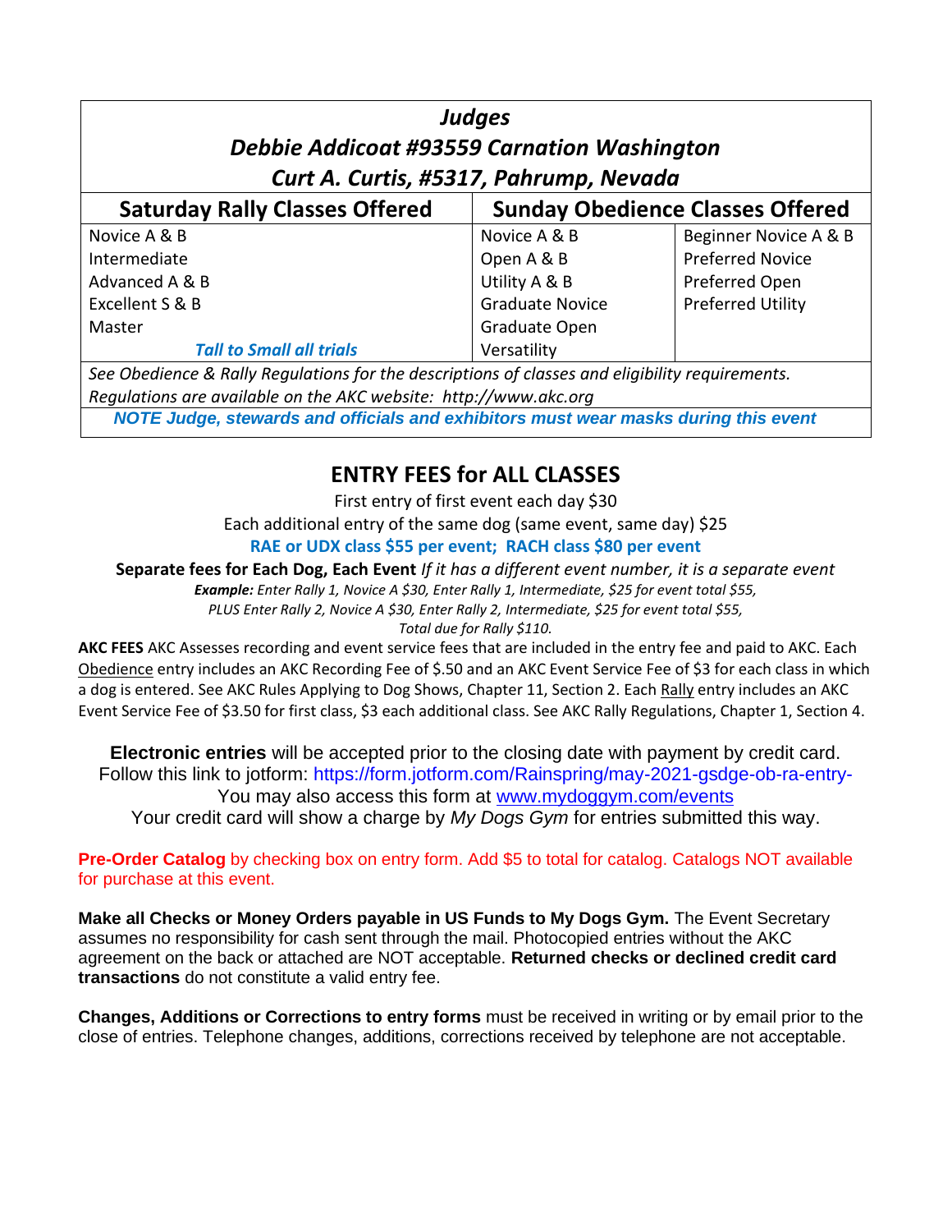| ***Judges*** | | |
|---|---|---|
| ***Debbie Addicoat #93559 Carnation Washington*** | | |
| ***Curt A. Curtis, #5317, Pahrump, Nevada*** | | |
| **Saturday Rally Classes Offered** | **Sunday Obedience Classes Offered** | |
| Novice A & B | Novice A & B | Beginner Novice A & B |
| Intermediate | Open A & B | Preferred Novice |
| Advanced A & B | Utility A & B | Preferred Open |
| Excellent S & B | Graduate Novice | Preferred Utility |
| Master | Graduate Open | |
| ***Tall to Small all trials*** | Versatility | |
| *See Obedience & Rally Regulations for the descriptions of classes and eligibility requirements. Regulations are available on the AKC website: http://www.akc.org* | | |
| ***NOTE Judge, stewards and officials and exhibitors must wear masks during this event*** | | |

## ENTRY FEES for ALL CLASSES

First entry of first event each day $30

Each additional entry of the same dog (same event, same day) $25

**RAE or UDX class $55 per event; RACH class $80 per event**

**Separate fees for Each Dog, Each Event** *If it has a different event number, it is a separate event*

***Example:*** *Enter Rally 1, Novice A $30, Enter Rally 1, Intermediate, $25 for event total $55,*
*PLUS Enter Rally 2, Novice A $30, Enter Rally 2, Intermediate, $25 for event total $55,*
*Total due for Rally $110.*

**AKC FEES** AKC Assesses recording and event service fees that are included in the entry fee and paid to AKC. Each Obedience entry includes an AKC Recording Fee of $.50 and an AKC Event Service Fee of $3 for each class in which a dog is entered. See AKC Rules Applying to Dog Shows, Chapter 11, Section 2. Each Rally entry includes an AKC Event Service Fee of $3.50 for first class, $3 each additional class. See AKC Rally Regulations, Chapter 1, Section 4.

**Electronic entries** will be accepted prior to the closing date with payment by credit card.
Follow this link to jotform: https://form.jotform.com/Rainspring/may-2021-gsdge-ob-ra-entry-
You may also access this form at www.mydoggym.com/events
Your credit card will show a charge by *My Dogs Gym* for entries submitted this way.

**Pre-Order Catalog** by checking box on entry form. Add $5 to total for catalog. Catalogs NOT available for purchase at this event.

**Make all Checks or Money Orders payable in US Funds to My Dogs Gym.** The Event Secretary assumes no responsibility for cash sent through the mail. Photocopied entries without the AKC agreement on the back or attached are NOT acceptable. **Returned checks or declined credit card transactions** do not constitute a valid entry fee.

**Changes, Additions or Corrections to entry forms** must be received in writing or by email prior to the close of entries. Telephone changes, additions, corrections received by telephone are not acceptable.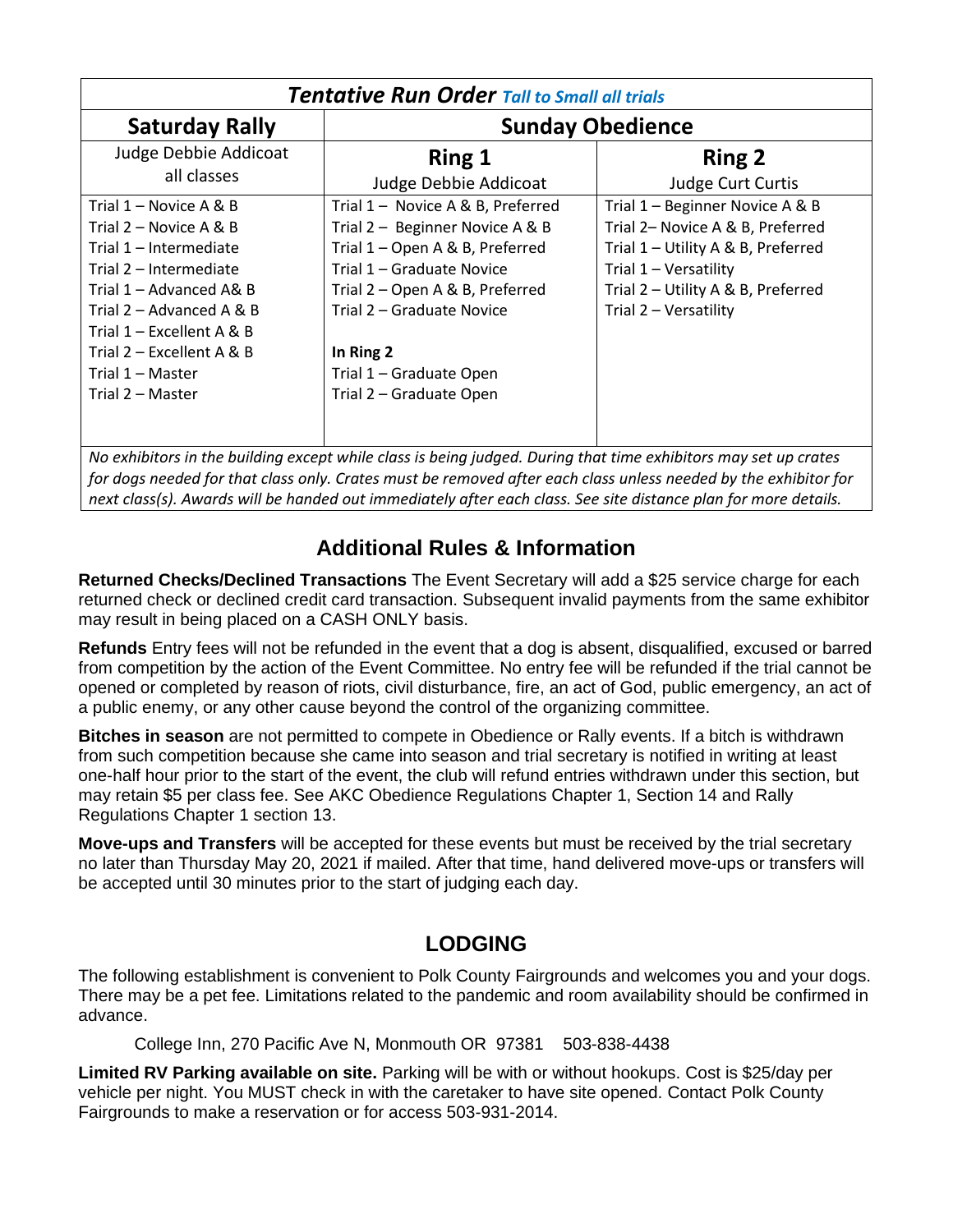| *Tentative Run Order* *Tall to Small all trials* | | |
|---|---|---|
| **Saturday Rally** | **Sunday Obedience** | |
| Judge Debbie Addicoat all classes | **Ring 1** Judge Debbie Addicoat | **Ring 2** Judge Curt Curtis |
| Trial 1 – Novice A & B<br>Trial 2 – Novice A & B<br>Trial 1 – Intermediate<br>Trial 2 – Intermediate<br>Trial 1 – Advanced A& B<br>Trial 2 – Advanced A & B<br>Trial 1 – Excellent A & B<br>Trial 2 – Excellent A & B<br>Trial 1 – Master<br>Trial 2 – Master | Trial 1 – Novice A & B, Preferred<br>Trial 2 – Beginner Novice A & B<br>Trial 1 – Open A & B, Preferred<br>Trial 1 – Graduate Novice<br>Trial 2 – Open A & B, Preferred<br>Trial 2 – Graduate Novice<br><br>**In Ring 2**<br>Trial 1 – Graduate Open<br>Trial 2 – Graduate Open | Trial 1 – Beginner Novice A & B<br>Trial 2– Novice A & B, Preferred<br>Trial 1 – Utility A & B, Preferred<br>Trial 1 – Versatility<br>Trial 2 – Utility A & B, Preferred<br>Trial 2 – Versatility |
| *No exhibitors in the building except while class is being judged. During that time exhibitors may set up crates for dogs needed for that class only. Crates must be removed after each class unless needed by the exhibitor for next class(s). Awards will be handed out immediately after each class. See site distance plan for more details.* | | |

## Additional Rules & Information

**Returned Checks/Declined Transactions** The Event Secretary will add a $25 service charge for each returned check or declined credit card transaction. Subsequent invalid payments from the same exhibitor may result in being placed on a CASH ONLY basis.

**Refunds** Entry fees will not be refunded in the event that a dog is absent, disqualified, excused or barred from competition by the action of the Event Committee. No entry fee will be refunded if the trial cannot be opened or completed by reason of riots, civil disturbance, fire, an act of God, public emergency, an act of a public enemy, or any other cause beyond the control of the organizing committee.

**Bitches in season** are not permitted to compete in Obedience or Rally events. If a bitch is withdrawn from such competition because she came into season and trial secretary is notified in writing at least one-half hour prior to the start of the event, the club will refund entries withdrawn under this section, but may retain $5 per class fee. See AKC Obedience Regulations Chapter 1, Section 14 and Rally Regulations Chapter 1 section 13.

**Move-ups and Transfers** will be accepted for these events but must be received by the trial secretary no later than Thursday May 20, 2021 if mailed. After that time, hand delivered move-ups or transfers will be accepted until 30 minutes prior to the start of judging each day.

## LODGING

The following establishment is convenient to Polk County Fairgrounds and welcomes you and your dogs. There may be a pet fee. Limitations related to the pandemic and room availability should be confirmed in advance.

College Inn, 270 Pacific Ave N, Monmouth OR 97381 503-838-4438

**Limited RV Parking available on site.** Parking will be with or without hookups. Cost is $25/day per vehicle per night. You MUST check in with the caretaker to have site opened. Contact Polk County Fairgrounds to make a reservation or for access 503-931-2014.